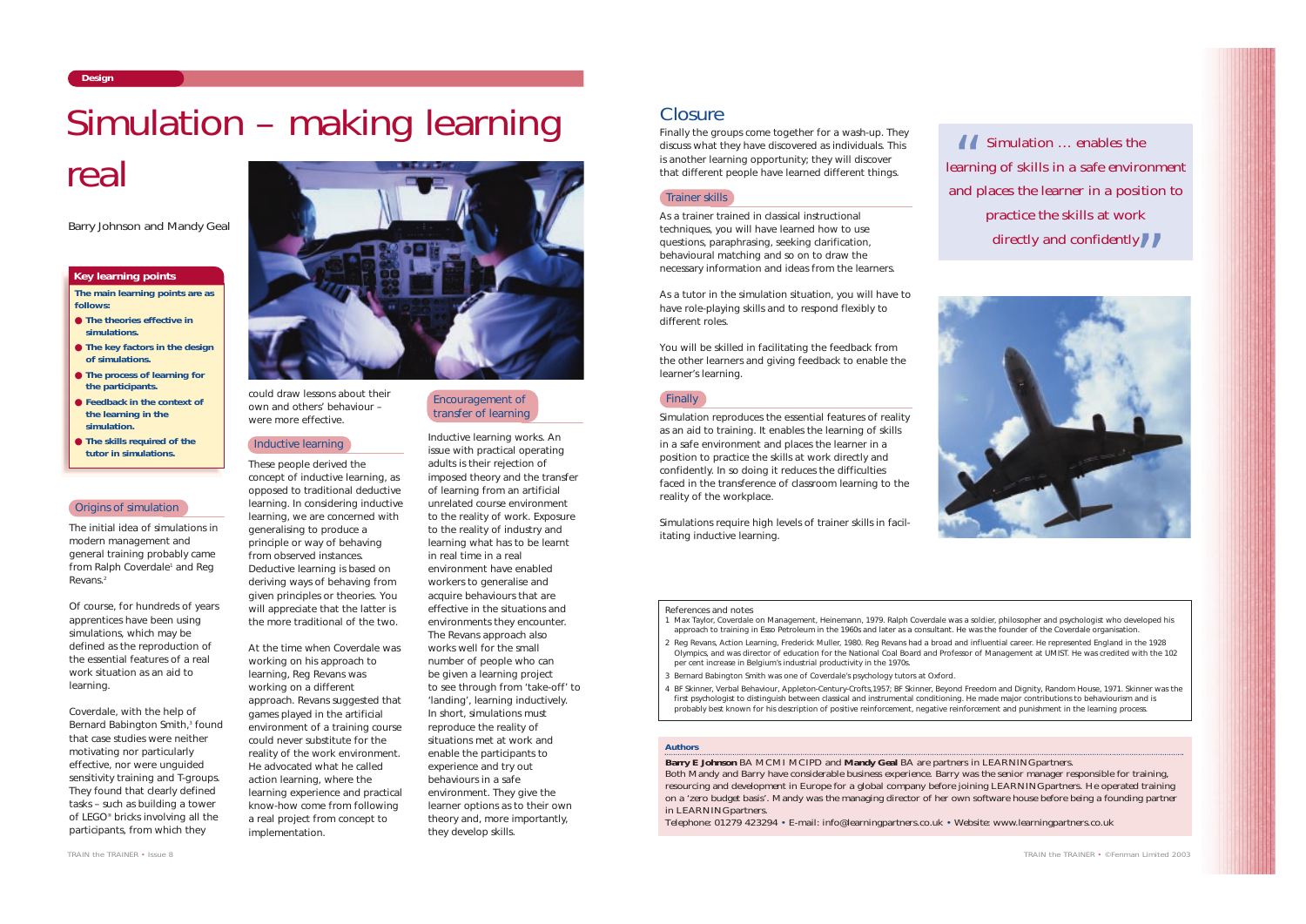Design

# Simulation – making learning real

Barry Johnson and Mandy Geal

**Key learning points**

**The main learning points are as follows:**

- **The theories effective in simulations.**
- **The key factors in the design of simulations.**
- **The process of learning for the participants.**
- **Feedback in the context of the learning in the simulation.**
- **The skills required of the tutor in simulations.**

## Origins of simulation

The initial idea of simulations in modern management and general training probably came from Ralph Coverdale[1] and Reg Revans.[2]

Of course, for hundreds of years apprentices have been using simulations, which may be defined as the reproduction of the essential features of a real work situation as an aid to learning.

Coverdale, with the help of Bernard Babington Smith,[3] found that case studies were neither motivating nor particularly effective, nor were unguided sensitivity training and T-groups. They found that clearly defined tasks – such as building a tower of LEGO® bricks involving all the participants, from which they could draw lessons about their own and others' behaviour – were more effective.

## Inductive learning

These people derived the concept of inductive learning, as opposed to traditional deductive learning. In considering inductive learning, we are concerned with generalising to produce a principle or way of behaving from observed instances. Deductive learning is based on deriving ways of behaving from given principles or theories. You will appreciate that the latter is the more traditional of the two.

At the time when Coverdale was working on his approach to learning, Reg Revans was working on a different approach. Revans suggested that games played in the artificial environment of a training course could never substitute for the reality of the work environment. He advocated what he called action learning, where the learning experience and practical know-how come from following a real project from concept to implementation.

## Encouragement of transfer of learning

Inductive learning works. An issue with practical operating adults is their rejection of imposed theory and the transfer of learning from an artificial unrelated course environment to the reality of work. Exposure to the reality of industry and learning what has to be learnt in real time in a real environment have enabled workers to generalise and acquire behaviours that are effective in the situations and environments they encounter. The Revans approach also works well for the small number of people who can be given a learning project to see through from 'take-off' to 'landing', learning inductively. In short, simulations must reproduce the reality of situations met at work and enable the participants to experience and try out behaviours in a safe environment. They give the learner options as to their own theory and, more importantly, they develop skills.

## Closure

Finally the groups come together for a wash-up. They discuss what they have discovered as individuals. This is another learning opportunity; they will discover that different people have learned different things.

## Trainer skills

As a trainer trained in classical instructional techniques, you will have learned how to use questions, paraphrasing, seeking clarification, behavioural matching and so on to draw the necessary information and ideas from the learners.

As a tutor in the simulation situation, you will have to have role-playing skills and to respond flexibly to different roles.

You will be skilled in facilitating the feedback from the other learners and giving feedback to enable the learner's learning.

## Finally

Simulation reproduces the essential features of reality as an aid to training. It enables the learning of skills in a safe environment and places the learner in a position to practice the skills at work directly and confidently. In so doing it reduces the difficulties faced in the transference of classroom learning to the reality of the workplace.

Simulations require high levels of trainer skills in facilitating inductive learning.

> "Simulation … enables the learning of skills in a safe environment and places the learner in a position to practice the skills at work directly and confidently"

References and notes

1. Max Taylor, Coverdale on Management, Heinemann, 1979. Ralph Coverdale was a soldier, philosopher and psychologist who developed his approach to training in Esso Petroleum in the 1960s and later as a consultant. He was the founder of the Coverdale organisation.
2. Reg Revans, Action Learning, Frederick Muller, 1980. Reg Revans had a broad and influential career. He represented England in the 1928 Olympics, and was director of education for the National Coal Board and Professor of Management at UMIST. He was credited with the 102 per cent increase in Belgium's industrial productivity in the 1970s.
3. Bernard Babington Smith was one of Coverdale's psychology tutors at Oxford.
4. BF Skinner, Verbal Behaviour, Appleton-Century-Crofts,1957; BF Skinner, Beyond Freedom and Dignity, Random House, 1971. Skinner was the first psychologist to distinguish between classical and instrumental conditioning. He made major contributions to behaviourism and is probably best known for his description of positive reinforcement, negative reinforcement and punishment in the learning process.

**Authors**

**Barry E Johnson** BA MCMI MCIPD and **Mandy Geal** BA are partners in LEARNINGpartners.
Both Mandy and Barry have considerable business experience. Barry was the senior manager responsible for training, resourcing and development in Europe for a global company before joining LEARNINGpartners. He operated training on a 'zero budget basis'. Mandy was the managing director of her own software house before being a founding partner in LEARNINGpartners.
Telephone: 01279 423294 • E-mail: info@learningpartners.co.uk • Website: www.learningpartners.co.uk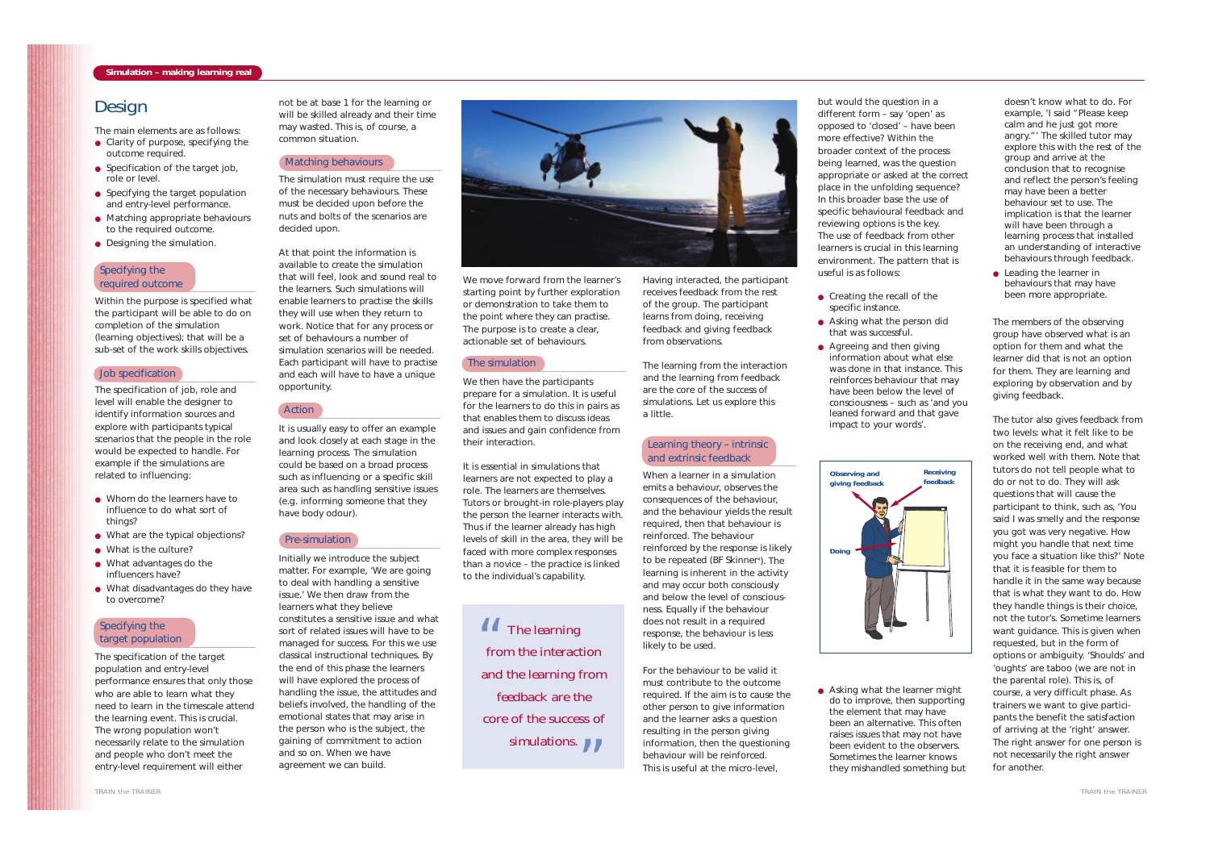# Design

The main elements are as follows:

- Clarity of purpose, specifying the outcome required.
- Specification of the target job, role or level.
- Specifying the target population and entry-level performance.
- Matching appropriate behaviours to the required outcome.
- Designing the simulation.

## Specifying the required outcome

Within the purpose is specified what the participant will be able to do on completion of the simulation (learning objectives); that will be a sub-set of the work skills objectives.

## Job specification

The specification of job, role and level will enable the designer to identify information sources and explore with participants typical scenarios that the people in the role would be expected to handle. For example if the simulations are related to influencing:

- Whom do the learners have to influence to do what sort of things?
- What are the typical objections?
- What is the culture?
- What advantages do the influencers have?
- What disadvantages do they have to overcome?

## Specifying the target population

The specification of the target population and entry-level performance ensures that only those who are able to learn what they need to learn in the timescale attend the learning event. This is crucial. The wrong population won't necessarily relate to the simulation and people who don't meet the entry-level requirement will either not be at base 1 for the learning or will be skilled already and their time may wasted. This is, of course, a common situation.

## Matching behaviours

The simulation must require the use of the necessary behaviours. These must be decided upon before the nuts and bolts of the scenarios are decided upon.

At that point the information is available to create the simulation that will feel, look and sound real to the learners. Such simulations will enable learners to practise the skills they will use when they return to work. Notice that for any process or set of behaviours a number of simulation scenarios will be needed. Each participant will have to practise and each will have to have a unique opportunity.

## Action

It is usually easy to offer an example and look closely at each stage in the learning process. The simulation could be based on a broad process such as influencing or a specific skill area such as handling sensitive issues (e.g. informing someone that they have body odour).

## Pre-simulation

Initially we introduce the subject matter. For example, 'We are going to deal with handling a sensitive issue.' We then draw from the learners what they believe constitutes a sensitive issue and what sort of related issues will have to be managed for success. For this we use classical instructional techniques. By the end of this phase the learners will have explored the process of handling the issue, the attitudes and beliefs involved, the handling of the emotional states that may arise in the person who is the subject, the gaining of commitment to action and so on. When we have agreement we can build.

We move forward from the learner's starting point by further exploration or demonstration to take them to the point where they can practise. The purpose is to create a clear, actionable set of behaviours.

## The simulation

We then have the participants prepare for a simulation. It is useful for the learners to do this in pairs as that enables them to discuss ideas and issues and gain confidence from their interaction.

It is essential in simulations that learners are not expected to play a role. The learners are themselves. Tutors or brought-in role-players play the person the learner interacts with. Thus if the learner already has high levels of skill in the area, they will be faced with more complex responses than a novice – the practice is linked to the individual's capability.

> "The learning from the interaction and the learning from feedback are the core of the success of simulations."

Having interacted, the participant receives feedback from the rest of the group. The participant learns from doing, receiving feedback and giving feedback from observations.

The learning from the interaction and the learning from feedback are the core of the success of simulations. Let us explore this a little.

## Learning theory – intrinsic and extrinsic feedback

When a learner in a simulation emits a behaviour, observes the consequences of the behaviour, and the behaviour yields the result required, then that behaviour is reinforced. The behaviour reinforced by the response is likely to be repeated (BF Skinner[a]). The learning is inherent in the activity and may occur both consciously and below the level of consciousness. Equally if the behaviour does not result in a required response, the behaviour is less likely to be used.

For the behaviour to be valid it must contribute to the outcome required. If the aim is to cause the other person to give information and the learner asks a question resulting in the person giving information, then the questioning behaviour will be reinforced. This is useful at the micro-level, but would the question in a different form – say 'open' as opposed to 'closed' – have been more effective? Within the broader context of the process being learned, was the question appropriate or asked at the correct place in the unfolding sequence? In this broader base the use of specific behavioural feedback and reviewing options is the key. The use of feedback from other learners is crucial in this learning environment. The pattern that is useful is as follows:

- Creating the recall of the specific instance.
- Asking what the person did that was successful.
- Agreeing and then giving information about what else was done in that instance. This reinforces behaviour that may have been below the level of consciousness – such as 'and you leaned forward and that gave impact to your words'.

Observing and giving feedback

Receiving feedback

Doing

- Asking what the learner might do to improve, then supporting the element that may have been an alternative. This often raises issues that may not have been evident to the observers. Sometimes the learner knows they mishandled something but doesn't know what to do. For example, 'I said "Please keep calm and he just got more angry."' The skilled tutor may explore this with the rest of the group and arrive at the conclusion that to recognise and reflect the person's feeling may have been a better behaviour set to use. The implication is that the learner will have been through a learning process that installed an understanding of interactive behaviours through feedback.
- Leading the learner in behaviours that may have been more appropriate.

The members of the observing group have observed what is an option for them and what the learner did that is not an option for them. They are learning and exploring by observation and by giving feedback.

The tutor also gives feedback from two levels: what it felt like to be on the receiving end, and what worked well with them. Note that tutors do not tell people what to do or not to do. They will ask questions that will cause the participant to think, such as, 'You said I was smelly and the response you got was very negative. How might you handle that next time you face a situation like this?' Note that it is feasible for them to handle it in the same way because that is what they want to do. How they handle things is their choice, not the tutor's. Sometime learners want guidance. This is given when requested, but in the form of options or ambiguity. 'Shoulds' and 'oughts' are taboo (we are not in the parental role). This is, of course, a very difficult phase. As trainers we want to give participants the benefit the satisfaction of arriving at the 'right' answer. The right answer for one person is not necessarily the right answer for another.